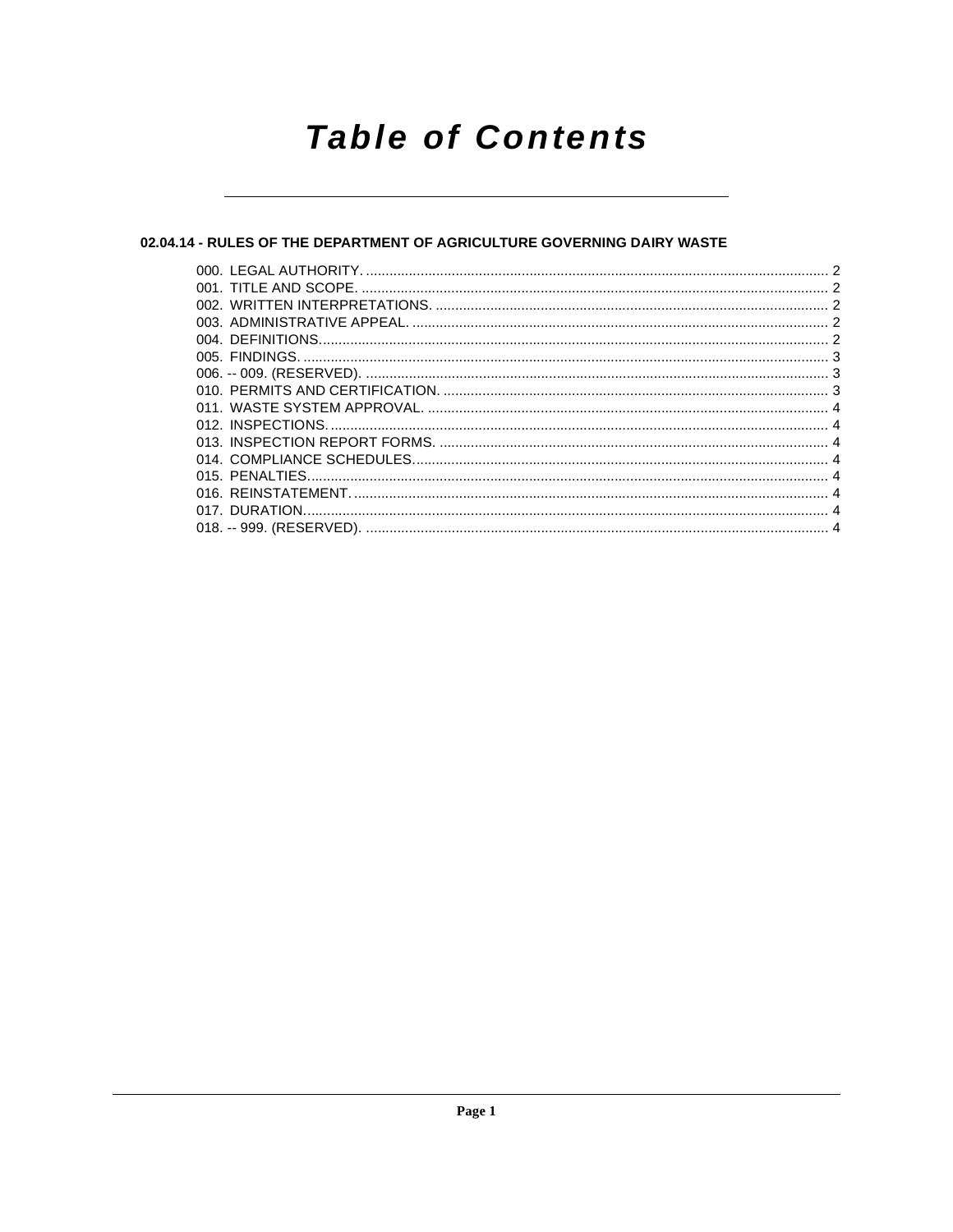# Table of Contents

## 02.04.14 - RULES OF THE DEPARTMENT OF AGRICULTURE GOVERNING DAIRY WASTE

000. LEGAL AUTHORITY. .......... 2
001. TITLE AND SCOPE. .......... 2
002. WRITTEN INTERPRETATIONS. .......... 2
003. ADMINISTRATIVE APPEAL. .......... 2
004. DEFINITIONS. .......... 2
005. FINDINGS. .......... 3
006. -- 009. (RESERVED). .......... 3
010. PERMITS AND CERTIFICATION. .......... 3
011. WASTE SYSTEM APPROVAL. .......... 4
012. INSPECTIONS. .......... 4
013. INSPECTION REPORT FORMS. .......... 4
014. COMPLIANCE SCHEDULES. .......... 4
015. PENALTIES. .......... 4
016. REINSTATEMENT. .......... 4
017. DURATION. .......... 4
018. -- 999. (RESERVED). .......... 4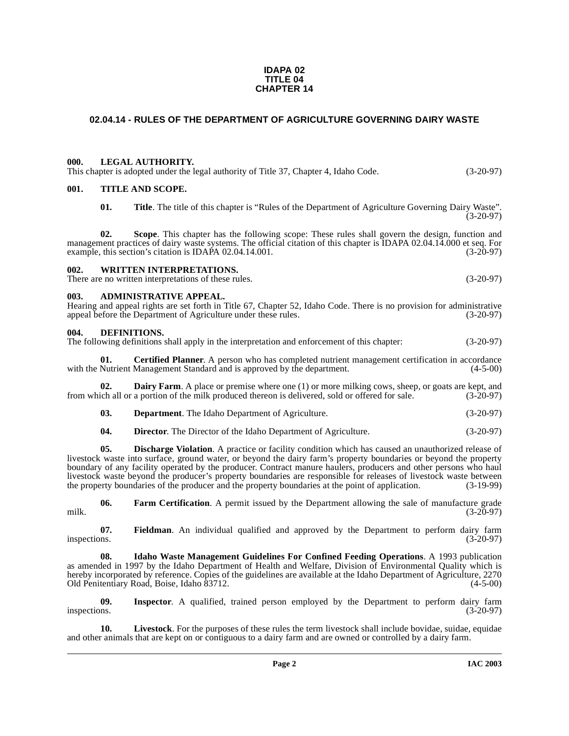**IDAPA 02**
**TITLE 04**
**CHAPTER 14**

## 02.04.14 - RULES OF THE DEPARTMENT OF AGRICULTURE GOVERNING DAIRY WASTE

### 000. LEGAL AUTHORITY.

This chapter is adopted under the legal authority of Title 37, Chapter 4, Idaho Code. (3-20-97)

### 001. TITLE AND SCOPE.

**01. Title**. The title of this chapter is "Rules of the Department of Agriculture Governing Dairy Waste". (3-20-97)

**02. Scope**. This chapter has the following scope: These rules shall govern the design, function and management practices of dairy waste systems. The official citation of this chapter is IDAPA 02.04.14.000 et seq. For example, this section's citation is IDAPA 02.04.14.001. (3-20-97)

### 002. WRITTEN INTERPRETATIONS.

There are no written interpretations of these rules. (3-20-97)

### 003. ADMINISTRATIVE APPEAL.

Hearing and appeal rights are set forth in Title 67, Chapter 52, Idaho Code. There is no provision for administrative appeal before the Department of Agriculture under these rules. (3-20-97)

### 004. DEFINITIONS.

The following definitions shall apply in the interpretation and enforcement of this chapter: (3-20-97)

**01. Certified Planner**. A person who has completed nutrient management certification in accordance with the Nutrient Management Standard and is approved by the department. (4-5-00)

**02. Dairy Farm**. A place or premise where one (1) or more milking cows, sheep, or goats are kept, and from which all or a portion of the milk produced thereon is delivered, sold or offered for sale. (3-20-97)

**03. Department**. The Idaho Department of Agriculture. (3-20-97)

**04. Director**. The Director of the Idaho Department of Agriculture. (3-20-97)

**05. Discharge Violation**. A practice or facility condition which has caused an unauthorized release of livestock waste into surface, ground water, or beyond the dairy farm's property boundaries or beyond the property boundary of any facility operated by the producer. Contract manure haulers, producers and other persons who haul livestock waste beyond the producer's property boundaries are responsible for releases of livestock waste between the property boundaries of the producer and the property boundaries at the point of application. (3-19-99)

**06. Farm Certification**. A permit issued by the Department allowing the sale of manufacture grade milk. (3-20-97)

**07. Fieldman**. An individual qualified and approved by the Department to perform dairy farm inspections. (3-20-97)

**08. Idaho Waste Management Guidelines For Confined Feeding Operations**. A 1993 publication as amended in 1997 by the Idaho Department of Health and Welfare, Division of Environmental Quality which is hereby incorporated by reference. Copies of the guidelines are available at the Idaho Department of Agriculture, 2270 Old Penitentiary Road, Boise, Idaho 83712. (4-5-00)

**09. Inspector**. A qualified, trained person employed by the Department to perform dairy farm inspections. (3-20-97)

**10. Livestock**. For the purposes of these rules the term livestock shall include bovidae, suidae, equidae and other animals that are kept on or contiguous to a dairy farm and are owned or controlled by a dairy farm.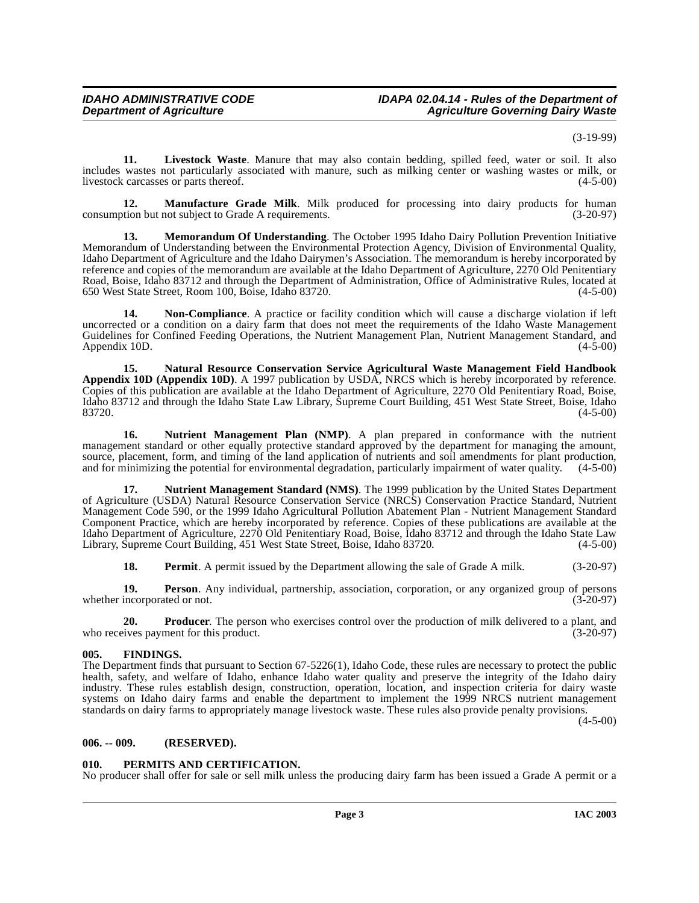(3-19-99)

**11. Livestock Waste**. Manure that may also contain bedding, spilled feed, water or soil. It also includes wastes not particularly associated with manure, such as milking center or washing wastes or milk, or livestock carcasses or parts thereof. (4-5-00)

**12. Manufacture Grade Milk**. Milk produced for processing into dairy products for human consumption but not subject to Grade A requirements. (3-20-97)

**13. Memorandum Of Understanding**. The October 1995 Idaho Dairy Pollution Prevention Initiative Memorandum of Understanding between the Environmental Protection Agency, Division of Environmental Quality, Idaho Department of Agriculture and the Idaho Dairymen's Association. The memorandum is hereby incorporated by reference and copies of the memorandum are available at the Idaho Department of Agriculture, 2270 Old Penitentiary Road, Boise, Idaho 83712 and through the Department of Administration, Office of Administrative Rules, located at 650 West State Street, Room 100, Boise, Idaho 83720. (4-5-00)

**14. Non-Compliance**. A practice or facility condition which will cause a discharge violation if left uncorrected or a condition on a dairy farm that does not meet the requirements of the Idaho Waste Management Guidelines for Confined Feeding Operations, the Nutrient Management Plan, Nutrient Management Standard, and Appendix 10D. (4-5-00)

**15. Natural Resource Conservation Service Agricultural Waste Management Field Handbook Appendix 10D (Appendix 10D)**. A 1997 publication by USDA, NRCS which is hereby incorporated by reference. Copies of this publication are available at the Idaho Department of Agriculture, 2270 Old Penitentiary Road, Boise, Idaho 83712 and through the Idaho State Law Library, Supreme Court Building, 451 West State Street, Boise, Idaho 83720. (4-5-00)

**16. Nutrient Management Plan (NMP)**. A plan prepared in conformance with the nutrient management standard or other equally protective standard approved by the department for managing the amount, source, placement, form, and timing of the land application of nutrients and soil amendments for plant production, and for minimizing the potential for environmental degradation, particularly impairment of water quality. (4-5-00)

**17. Nutrient Management Standard (NMS)**. The 1999 publication by the United States Department of Agriculture (USDA) Natural Resource Conservation Service (NRCS) Conservation Practice Standard, Nutrient Management Code 590, or the 1999 Idaho Agricultural Pollution Abatement Plan - Nutrient Management Standard Component Practice, which are hereby incorporated by reference. Copies of these publications are available at the Idaho Department of Agriculture, 2270 Old Penitentiary Road, Boise, Idaho 83712 and through the Idaho State Law Library, Supreme Court Building, 451 West State Street, Boise, Idaho 83720. (4-5-00)

**18. Permit**. A permit issued by the Department allowing the sale of Grade A milk. (3-20-97)

**19. Person**. Any individual, partnership, association, corporation, or any organized group of persons whether incorporated or not. (3-20-97)

**20. Producer**. The person who exercises control over the production of milk delivered to a plant, and who receives payment for this product. (3-20-97)

### 005. FINDINGS.

The Department finds that pursuant to Section 67-5226(1), Idaho Code, these rules are necessary to protect the public health, safety, and welfare of Idaho, enhance Idaho water quality and preserve the integrity of the Idaho dairy industry. These rules establish design, construction, operation, location, and inspection criteria for dairy waste systems on Idaho dairy farms and enable the department to implement the 1999 NRCS nutrient management standards on dairy farms to appropriately manage livestock waste. These rules also provide penalty provisions. (4-5-00)

### 006. -- 009. (RESERVED).

### 010. PERMITS AND CERTIFICATION.

No producer shall offer for sale or sell milk unless the producing dairy farm has been issued a Grade A permit or a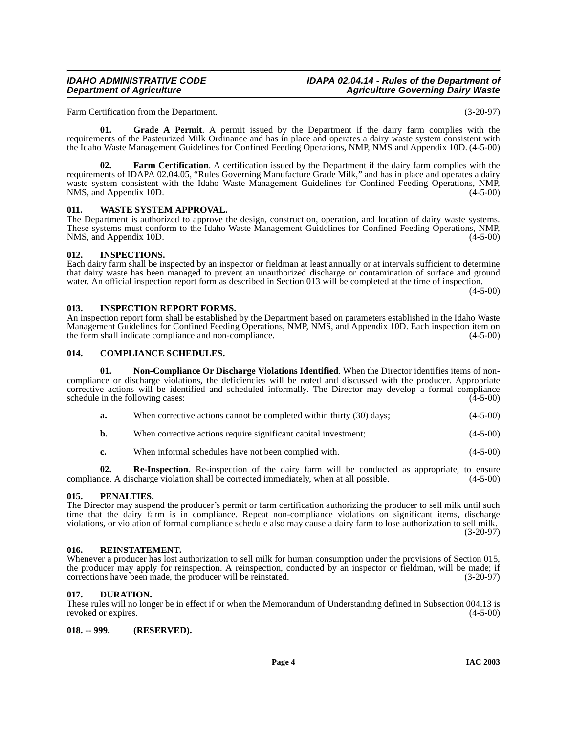Farm Certification from the Department. (3-20-97)

**01. Grade A Permit**. A permit issued by the Department if the dairy farm complies with the requirements of the Pasteurized Milk Ordinance and has in place and operates a dairy waste system consistent with the Idaho Waste Management Guidelines for Confined Feeding Operations, NMP, NMS and Appendix 10D. (4-5-00)

**02. Farm Certification**. A certification issued by the Department if the dairy farm complies with the requirements of IDAPA 02.04.05, "Rules Governing Manufacture Grade Milk," and has in place and operates a dairy waste system consistent with the Idaho Waste Management Guidelines for Confined Feeding Operations, NMP, NMS, and Appendix 10D. (4-5-00)

## 011. WASTE SYSTEM APPROVAL.

The Department is authorized to approve the design, construction, operation, and location of dairy waste systems. These systems must conform to the Idaho Waste Management Guidelines for Confined Feeding Operations, NMP, NMS, and Appendix 10D. (4-5-00)

## 012. INSPECTIONS.

Each dairy farm shall be inspected by an inspector or fieldman at least annually or at intervals sufficient to determine that dairy waste has been managed to prevent an unauthorized discharge or contamination of surface and ground water. An official inspection report form as described in Section 013 will be completed at the time of inspection. (4-5-00)

## 013. INSPECTION REPORT FORMS.

An inspection report form shall be established by the Department based on parameters established in the Idaho Waste Management Guidelines for Confined Feeding Operations, NMP, NMS, and Appendix 10D. Each inspection item on the form shall indicate compliance and non-compliance. (4-5-00)

## 014. COMPLIANCE SCHEDULES.

**01. Non-Compliance Or Discharge Violations Identified**. When the Director identifies items of non-compliance or discharge violations, the deficiencies will be noted and discussed with the producer. Appropriate corrective actions will be identified and scheduled informally. The Director may develop a formal compliance schedule in the following cases: (4-5-00)

**a.** When corrective actions cannot be completed within thirty (30) days; (4-5-00)

**b.** When corrective actions require significant capital investment; (4-5-00)

**c.** When informal schedules have not been complied with. (4-5-00)

**02. Re-Inspection**. Re-inspection of the dairy farm will be conducted as appropriate, to ensure compliance. A discharge violation shall be corrected immediately, when at all possible. (4-5-00)

## 015. PENALTIES.

The Director may suspend the producer's permit or farm certification authorizing the producer to sell milk until such time that the dairy farm is in compliance. Repeat non-compliance violations on significant items, discharge violations, or violation of formal compliance schedule also may cause a dairy farm to lose authorization to sell milk. (3-20-97)

## 016. REINSTATEMENT.

Whenever a producer has lost authorization to sell milk for human consumption under the provisions of Section 015, the producer may apply for reinspection. A reinspection, conducted by an inspector or fieldman, will be made; if corrections have been made, the producer will be reinstated. (3-20-97)

## 017. DURATION.

These rules will no longer be in effect if or when the Memorandum of Understanding defined in Subsection 004.13 is revoked or expires. (4-5-00)

## 018. -- 999. (RESERVED).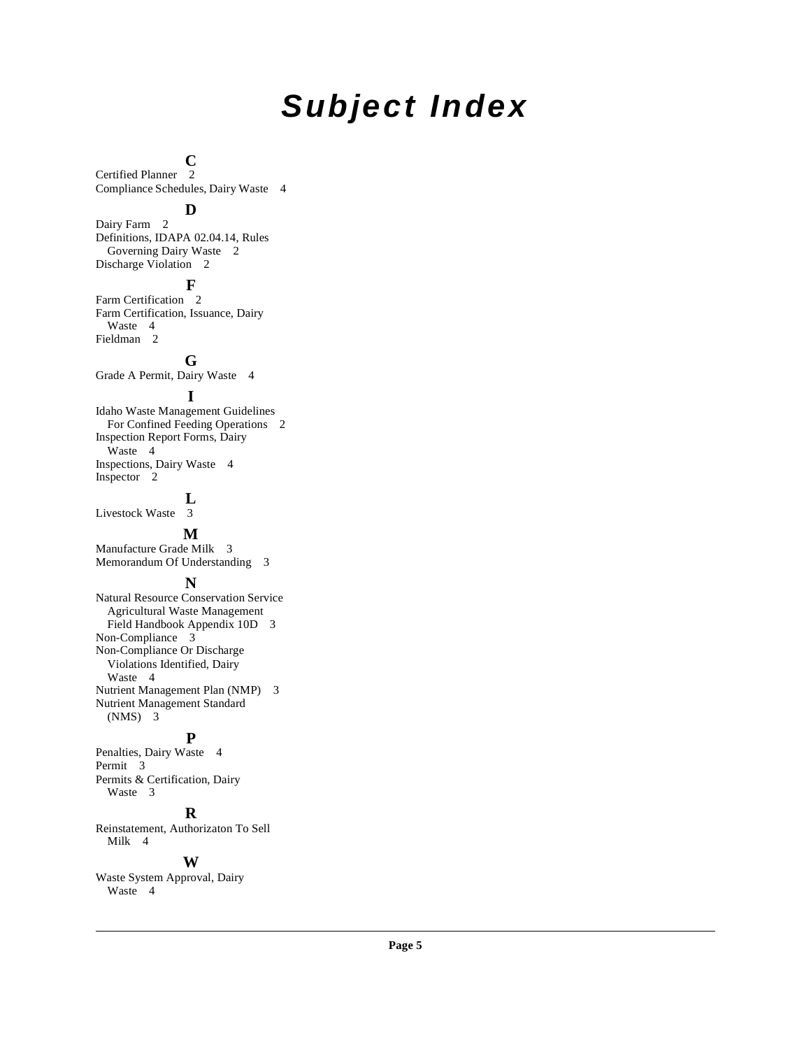# *Subject Index*

**C**

Certified Planner 2
Compliance Schedules, Dairy Waste 4

**D**

Dairy Farm 2
Definitions, IDAPA 02.04.14, Rules Governing Dairy Waste 2
Discharge Violation 2

**F**

Farm Certification 2
Farm Certification, Issuance, Dairy Waste 4
Fieldman 2

**G**

Grade A Permit, Dairy Waste 4

**I**

Idaho Waste Management Guidelines For Confined Feeding Operations 2
Inspection Report Forms, Dairy Waste 4
Inspections, Dairy Waste 4
Inspector 2

**L**

Livestock Waste 3

**M**

Manufacture Grade Milk 3
Memorandum Of Understanding 3

**N**

Natural Resource Conservation Service Agricultural Waste Management Field Handbook Appendix 10D 3
Non-Compliance 3
Non-Compliance Or Discharge Violations Identified, Dairy Waste 4
Nutrient Management Plan (NMP) 3
Nutrient Management Standard (NMS) 3

**P**

Penalties, Dairy Waste 4
Permit 3
Permits & Certification, Dairy Waste 3

**R**

Reinstatement, Authorizaton To Sell Milk 4

**W**

Waste System Approval, Dairy Waste 4